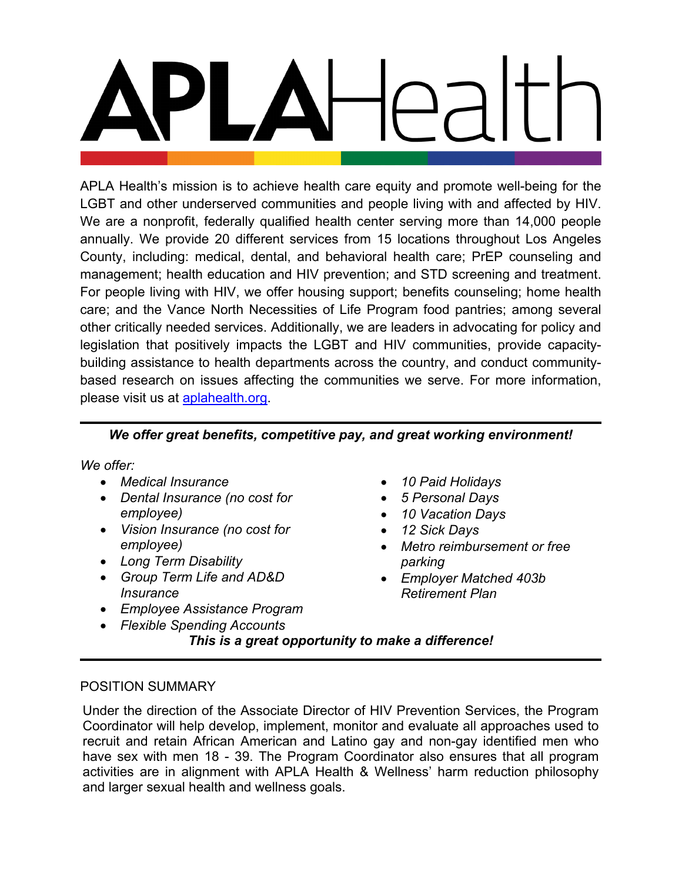# APLA Health

APLA Health's mission is to achieve health care equity and promote well-being for the LGBT and other underserved communities and people living with and affected by HIV. We are a nonprofit, federally qualified health center serving more than 14,000 people annually. We provide 20 different services from 15 locations throughout Los Angeles County, including: medical, dental, and behavioral health care; PrEP counseling and management; health education and HIV prevention; and STD screening and treatment. For people living with HIV, we offer housing support; benefits counseling; home health care; and the Vance North Necessities of Life Program food pantries; among several other critically needed services. Additionally, we are leaders in advocating for policy and legislation that positively impacts the LGBT and HIV communities, provide capacity-building assistance to health departments across the country, and conduct community-based research on issues affecting the communities we serve. For more information, please visit us at [aplahealth.org](aplahealth.org).

---

***We offer great benefits, competitive pay, and great working environment!***

*We offer:*

- *Medical Insurance*
- *Dental Insurance (no cost for employee)*
- *Vision Insurance (no cost for employee)*
- *Long Term Disability*
- *Group Term Life and AD&D Insurance*
- *Employee Assistance Program*
- *Flexible Spending Accounts*
- *10 Paid Holidays*
- *5 Personal Days*
- *10 Vacation Days*
- *12 Sick Days*
- *Metro reimbursement or free parking*
- *Employer Matched 403b Retirement Plan*

***This is a great opportunity to make a difference!***

---

## POSITION SUMMARY

Under the direction of the Associate Director of HIV Prevention Services, the Program Coordinator will help develop, implement, monitor and evaluate all approaches used to recruit and retain African American and Latino gay and non-gay identified men who have sex with men 18 - 39. The Program Coordinator also ensures that all program activities are in alignment with APLA Health & Wellness' harm reduction philosophy and larger sexual health and wellness goals.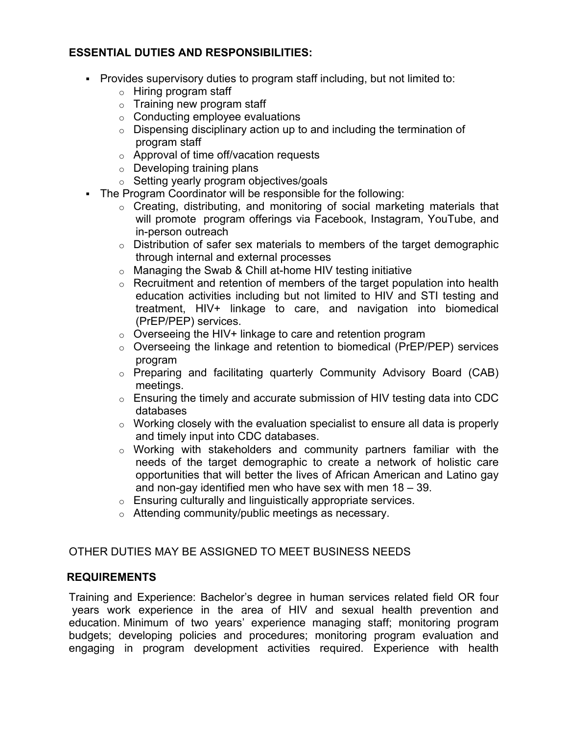**ESSENTIAL DUTIES AND RESPONSIBILITIES:**

- Provides supervisory duties to program staff including, but not limited to:
  - Hiring program staff
  - Training new program staff
  - Conducting employee evaluations
  - Dispensing disciplinary action up to and including the termination of program staff
  - Approval of time off/vacation requests
  - Developing training plans
  - Setting yearly program objectives/goals
- The Program Coordinator will be responsible for the following:
  - Creating, distributing, and monitoring of social marketing materials that will promote program offerings via Facebook, Instagram, YouTube, and in-person outreach
  - Distribution of safer sex materials to members of the target demographic through internal and external processes
  - Managing the Swab & Chill at-home HIV testing initiative
  - Recruitment and retention of members of the target population into health education activities including but not limited to HIV and STI testing and treatment, HIV+ linkage to care, and navigation into biomedical (PrEP/PEP) services.
  - Overseeing the HIV+ linkage to care and retention program
  - Overseeing the linkage and retention to biomedical (PrEP/PEP) services program
  - Preparing and facilitating quarterly Community Advisory Board (CAB) meetings.
  - Ensuring the timely and accurate submission of HIV testing data into CDC databases
  - Working closely with the evaluation specialist to ensure all data is properly and timely input into CDC databases.
  - Working with stakeholders and community partners familiar with the needs of the target demographic to create a network of holistic care opportunities that will better the lives of African American and Latino gay and non-gay identified men who have sex with men 18 – 39.
  - Ensuring culturally and linguistically appropriate services.
  - Attending community/public meetings as necessary.

OTHER DUTIES MAY BE ASSIGNED TO MEET BUSINESS NEEDS

**REQUIREMENTS**

Training and Experience: Bachelor's degree in human services related field OR four years work experience in the area of HIV and sexual health prevention and education. Minimum of two years' experience managing staff; monitoring program budgets; developing policies and procedures; monitoring program evaluation and engaging in program development activities required. Experience with health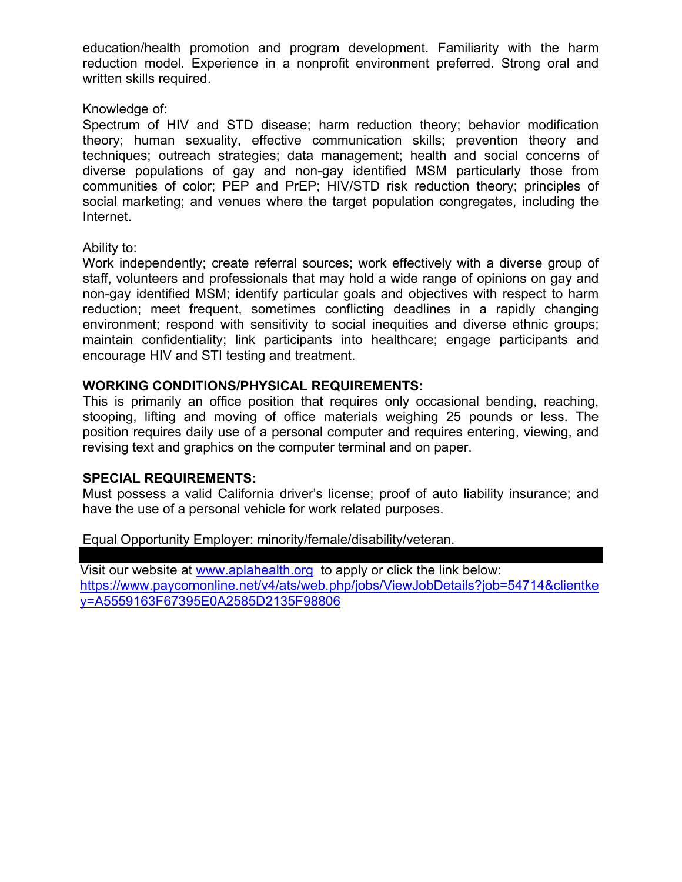education/health promotion and program development. Familiarity with the harm reduction model. Experience in a nonprofit environment preferred. Strong oral and written skills required.

Knowledge of:
Spectrum of HIV and STD disease; harm reduction theory; behavior modification theory; human sexuality, effective communication skills; prevention theory and techniques; outreach strategies; data management; health and social concerns of diverse populations of gay and non-gay identified MSM particularly those from communities of color; PEP and PrEP; HIV/STD risk reduction theory; principles of social marketing; and venues where the target population congregates, including the Internet.

Ability to:
Work independently; create referral sources; work effectively with a diverse group of staff, volunteers and professionals that may hold a wide range of opinions on gay and non-gay identified MSM; identify particular goals and objectives with respect to harm reduction; meet frequent, sometimes conflicting deadlines in a rapidly changing environment; respond with sensitivity to social inequities and diverse ethnic groups; maintain confidentiality; link participants into healthcare; engage participants and encourage HIV and STI testing and treatment.

**WORKING CONDITIONS/PHYSICAL REQUIREMENTS:**
This is primarily an office position that requires only occasional bending, reaching, stooping, lifting and moving of office materials weighing 25 pounds or less. The position requires daily use of a personal computer and requires entering, viewing, and revising text and graphics on the computer terminal and on paper.

**SPECIAL REQUIREMENTS:**
Must possess a valid California driver's license; proof of auto liability insurance; and have the use of a personal vehicle for work related purposes.

Equal Opportunity Employer: minority/female/disability/veteran.

---

Visit our website at [www.aplahealth.org](http://www.aplahealth.org) to apply or click the link below:
[https://www.paycomonline.net/v4/ats/web.php/jobs/ViewJobDetails?job=54714&clientkey=A5559163F67395E0A2585D2135F98806](https://www.paycomonline.net/v4/ats/web.php/jobs/ViewJobDetails?job=54714&clientkey=A5559163F67395E0A2585D2135F98806)